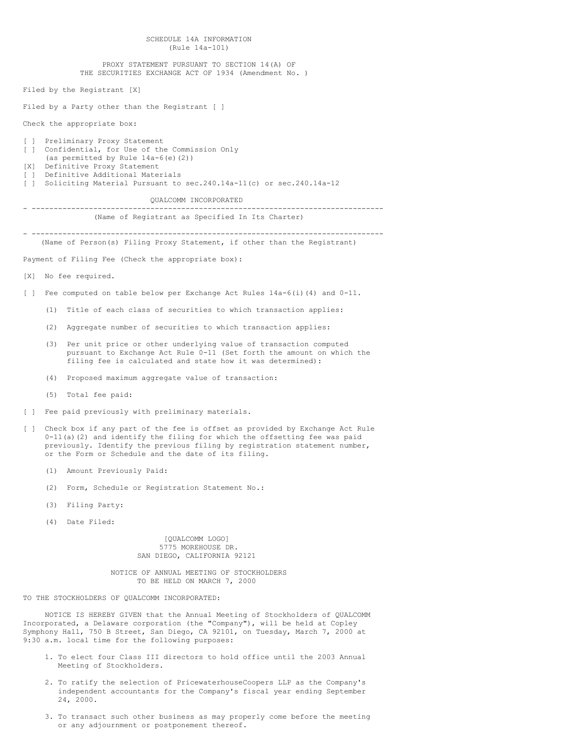SCHEDULE 14A INFORMATION
(Rule 14a-101)

PROXY STATEMENT PURSUANT TO SECTION 14(A) OF
THE SECURITIES EXCHANGE ACT OF 1934 (Amendment No. )

Filed by the Registrant [X]

Filed by a Party other than the Registrant [ ]

Check the appropriate box:

[ ] Preliminary Proxy Statement
[ ] Confidential, for Use of the Commission Only
    (as permitted by Rule 14a-6(e)(2))
[X] Definitive Proxy Statement
[ ] Definitive Additional Materials
[ ] Soliciting Material Pursuant to sec.240.14a-11(c) or sec.240.14a-12

QUALCOMM INCORPORATED

---

(Name of Registrant as Specified In Its Charter)

---

(Name of Person(s) Filing Proxy Statement, if other than the Registrant)

Payment of Filing Fee (Check the appropriate box):

[X] No fee required.

[ ] Fee computed on table below per Exchange Act Rules 14a-6(i)(4) and 0-11.

(1) Title of each class of securities to which transaction applies:

(2) Aggregate number of securities to which transaction applies:

(3) Per unit price or other underlying value of transaction computed pursuant to Exchange Act Rule 0-11 (Set forth the amount on which the filing fee is calculated and state how it was determined):

(4) Proposed maximum aggregate value of transaction:

(5) Total fee paid:

[ ] Fee paid previously with preliminary materials.

[ ] Check box if any part of the fee is offset as provided by Exchange Act Rule 0-11(a)(2) and identify the filing for which the offsetting fee was paid previously. Identify the previous filing by registration statement number, or the Form or Schedule and the date of its filing.

(1) Amount Previously Paid:

(2) Form, Schedule or Registration Statement No.:

(3) Filing Party:

(4) Date Filed:

[QUALCOMM LOGO]
5775 MOREHOUSE DR.
SAN DIEGO, CALIFORNIA 92121

NOTICE OF ANNUAL MEETING OF STOCKHOLDERS
TO BE HELD ON MARCH 7, 2000

TO THE STOCKHOLDERS OF QUALCOMM INCORPORATED:

NOTICE IS HEREBY GIVEN that the Annual Meeting of Stockholders of QUALCOMM Incorporated, a Delaware corporation (the "Company"), will be held at Copley Symphony Hall, 750 B Street, San Diego, CA 92101, on Tuesday, March 7, 2000 at 9:30 a.m. local time for the following purposes:

1. To elect four Class III directors to hold office until the 2003 Annual Meeting of Stockholders.

2. To ratify the selection of PricewaterhouseCoopers LLP as the Company's independent accountants for the Company's fiscal year ending September 24, 2000.

3. To transact such other business as may properly come before the meeting or any adjournment or postponement thereof.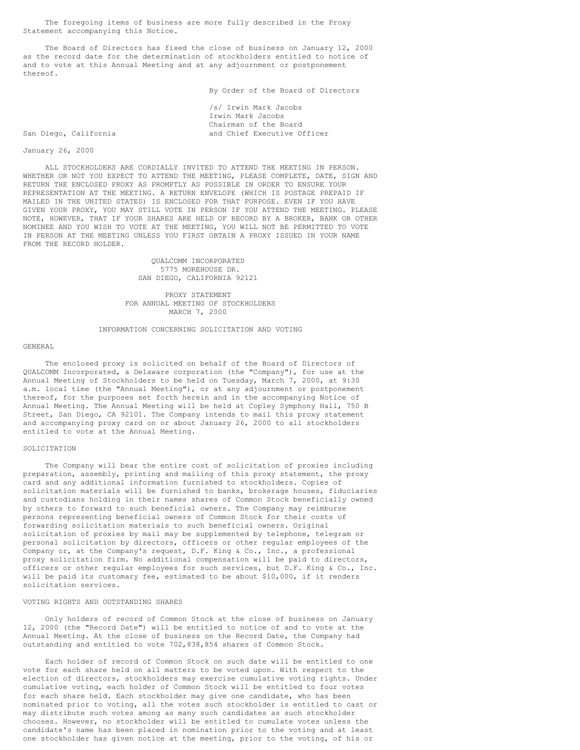The foregoing items of business are more fully described in the Proxy Statement accompanying this Notice.

The Board of Directors has fixed the close of business on January 12, 2000 as the record date for the determination of stockholders entitled to notice of and to vote at this Annual Meeting and at any adjournment or postponement thereof.

By Order of the Board of Directors

/s/ Irwin Mark Jacobs
Irwin Mark Jacobs
Chairman of the Board
and Chief Executive Officer

San Diego, California

January 26, 2000

ALL STOCKHOLDERS ARE CORDIALLY INVITED TO ATTEND THE MEETING IN PERSON. WHETHER OR NOT YOU EXPECT TO ATTEND THE MEETING, PLEASE COMPLETE, DATE, SIGN AND RETURN THE ENCLOSED PROXY AS PROMPTLY AS POSSIBLE IN ORDER TO ENSURE YOUR REPRESENTATION AT THE MEETING. A RETURN ENVELOPE (WHICH IS POSTAGE PREPAID IF MAILED IN THE UNITED STATES) IS ENCLOSED FOR THAT PURPOSE. EVEN IF YOU HAVE GIVEN YOUR PROXY, YOU MAY STILL VOTE IN PERSON IF YOU ATTEND THE MEETING. PLEASE NOTE, HOWEVER, THAT IF YOUR SHARES ARE HELD OF RECORD BY A BROKER, BANK OR OTHER NOMINEE AND YOU WISH TO VOTE AT THE MEETING, YOU WILL NOT BE PERMITTED TO VOTE IN PERSON AT THE MEETING UNLESS YOU FIRST OBTAIN A PROXY ISSUED IN YOUR NAME FROM THE RECORD HOLDER.

QUALCOMM INCORPORATED
5775 MOREHOUSE DR.
SAN DIEGO, CALIFORNIA 92121

# PROXY STATEMENT
# FOR ANNUAL MEETING OF STOCKHOLDERS
# MARCH 7, 2000

## INFORMATION CONCERNING SOLICITATION AND VOTING

### GENERAL

The enclosed proxy is solicited on behalf of the Board of Directors of QUALCOMM Incorporated, a Delaware corporation (the "Company"), for use at the Annual Meeting of Stockholders to be held on Tuesday, March 7, 2000, at 9:30 a.m. local time (the "Annual Meeting"), or at any adjournment or postponement thereof, for the purposes set forth herein and in the accompanying Notice of Annual Meeting. The Annual Meeting will be held at Copley Symphony Hall, 750 B Street, San Diego, CA 92101. The Company intends to mail this proxy statement and accompanying proxy card on or about January 26, 2000 to all stockholders entitled to vote at the Annual Meeting.

### SOLICITATION

The Company will bear the entire cost of solicitation of proxies including preparation, assembly, printing and mailing of this proxy statement, the proxy card and any additional information furnished to stockholders. Copies of solicitation materials will be furnished to banks, brokerage houses, fiduciaries and custodians holding in their names shares of Common Stock beneficially owned by others to forward to such beneficial owners. The Company may reimburse persons representing beneficial owners of Common Stock for their costs of forwarding solicitation materials to such beneficial owners. Original solicitation of proxies by mail may be supplemented by telephone, telegram or personal solicitation by directors, officers or other regular employees of the Company or, at the Company's request, D.F. King & Co., Inc., a professional proxy solicitation firm. No additional compensation will be paid to directors, officers or other regular employees for such services, but D.F. King & Co., Inc. will be paid its customary fee, estimated to be about $10,000, if it renders solicitation services.

### VOTING RIGHTS AND OUTSTANDING SHARES

Only holders of record of Common Stock at the close of business on January 12, 2000 (the "Record Date") will be entitled to notice of and to vote at the Annual Meeting. At the close of business on the Record Date, the Company had outstanding and entitled to vote 702,838,854 shares of Common Stock.

Each holder of record of Common Stock on such date will be entitled to one vote for each share held on all matters to be voted upon. With respect to the election of directors, stockholders may exercise cumulative voting rights. Under cumulative voting, each holder of Common Stock will be entitled to four votes for each share held. Each stockholder may give one candidate, who has been nominated prior to voting, all the votes such stockholder is entitled to cast or may distribute such votes among as many such candidates as such stockholder chooses. However, no stockholder will be entitled to cumulate votes unless the candidate's name has been placed in nomination prior to the voting and at least one stockholder has given notice at the meeting, prior to the voting, of his or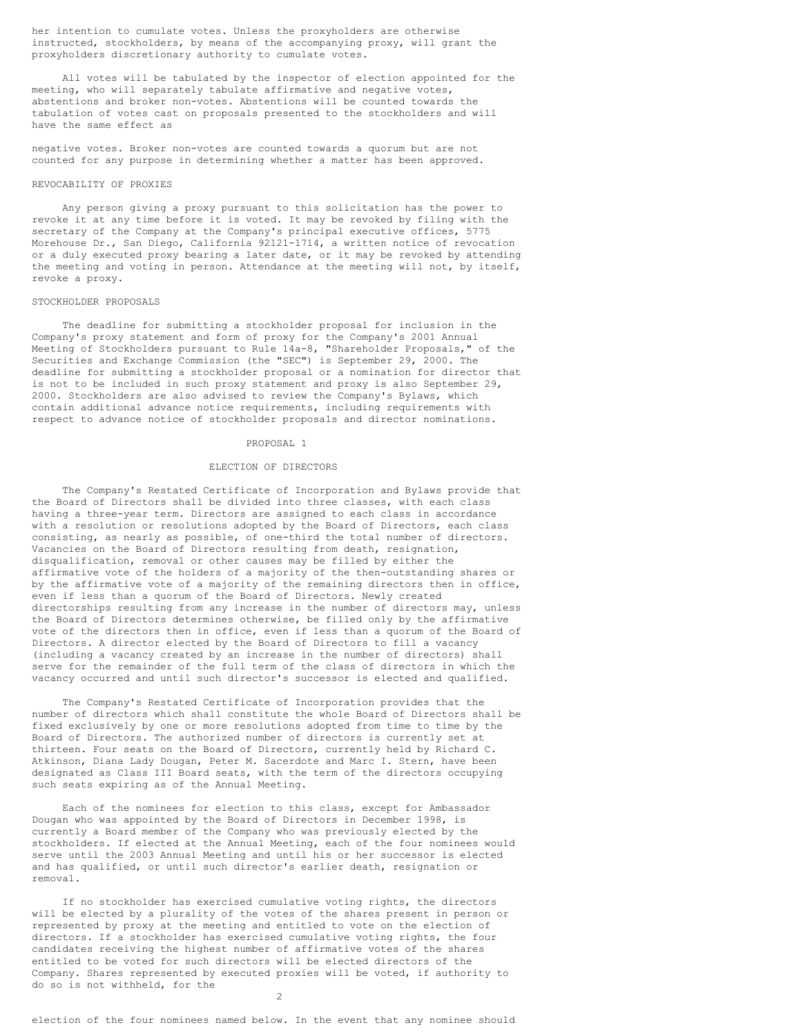her intention to cumulate votes. Unless the proxyholders are otherwise instructed, stockholders, by means of the accompanying proxy, will grant the proxyholders discretionary authority to cumulate votes.

All votes will be tabulated by the inspector of election appointed for the meeting, who will separately tabulate affirmative and negative votes, abstentions and broker non-votes. Abstentions will be counted towards the tabulation of votes cast on proposals presented to the stockholders and will have the same effect as negative votes. Broker non-votes are counted towards a quorum but are not counted for any purpose in determining whether a matter has been approved.

## REVOCABILITY OF PROXIES

Any person giving a proxy pursuant to this solicitation has the power to revoke it at any time before it is voted. It may be revoked by filing with the secretary of the Company at the Company's principal executive offices, 5775 Morehouse Dr., San Diego, California 92121-1714, a written notice of revocation or a duly executed proxy bearing a later date, or it may be revoked by attending the meeting and voting in person. Attendance at the meeting will not, by itself, revoke a proxy.

## STOCKHOLDER PROPOSALS

The deadline for submitting a stockholder proposal for inclusion in the Company's proxy statement and form of proxy for the Company's 2001 Annual Meeting of Stockholders pursuant to Rule 14a-8, "Shareholder Proposals," of the Securities and Exchange Commission (the "SEC") is September 29, 2000. The deadline for submitting a stockholder proposal or a nomination for director that is not to be included in such proxy statement and proxy is also September 29, 2000. Stockholders are also advised to review the Company's Bylaws, which contain additional advance notice requirements, including requirements with respect to advance notice of stockholder proposals and director nominations.

## PROPOSAL 1

## ELECTION OF DIRECTORS

The Company's Restated Certificate of Incorporation and Bylaws provide that the Board of Directors shall be divided into three classes, with each class having a three-year term. Directors are assigned to each class in accordance with a resolution or resolutions adopted by the Board of Directors, each class consisting, as nearly as possible, of one-third the total number of directors. Vacancies on the Board of Directors resulting from death, resignation, disqualification, removal or other causes may be filled by either the affirmative vote of the holders of a majority of the then-outstanding shares or by the affirmative vote of a majority of the remaining directors then in office, even if less than a quorum of the Board of Directors. Newly created directorships resulting from any increase in the number of directors may, unless the Board of Directors determines otherwise, be filled only by the affirmative vote of the directors then in office, even if less than a quorum of the Board of Directors. A director elected by the Board of Directors to fill a vacancy (including a vacancy created by an increase in the number of directors) shall serve for the remainder of the full term of the class of directors in which the vacancy occurred and until such director's successor is elected and qualified.

The Company's Restated Certificate of Incorporation provides that the number of directors which shall constitute the whole Board of Directors shall be fixed exclusively by one or more resolutions adopted from time to time by the Board of Directors. The authorized number of directors is currently set at thirteen. Four seats on the Board of Directors, currently held by Richard C. Atkinson, Diana Lady Dougan, Peter M. Sacerdote and Marc I. Stern, have been designated as Class III Board seats, with the term of the directors occupying such seats expiring as of the Annual Meeting.

Each of the nominees for election to this class, except for Ambassador Dougan who was appointed by the Board of Directors in December 1998, is currently a Board member of the Company who was previously elected by the stockholders. If elected at the Annual Meeting, each of the four nominees would serve until the 2003 Annual Meeting and until his or her successor is elected and has qualified, or until such director's earlier death, resignation or removal.

If no stockholder has exercised cumulative voting rights, the directors will be elected by a plurality of the votes of the shares present in person or represented by proxy at the meeting and entitled to vote on the election of directors. If a stockholder has exercised cumulative voting rights, the four candidates receiving the highest number of affirmative votes of the shares entitled to be voted for such directors will be elected directors of the Company. Shares represented by executed proxies will be voted, if authority to do so is not withheld, for the election of the four nominees named below. In the event that any nominee should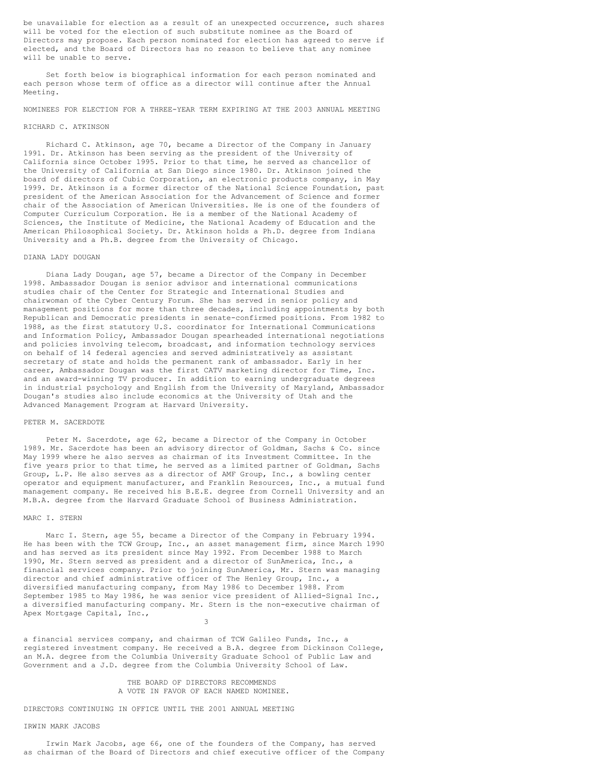be unavailable for election as a result of an unexpected occurrence, such shares will be voted for the election of such substitute nominee as the Board of Directors may propose. Each person nominated for election has agreed to serve if elected, and the Board of Directors has no reason to believe that any nominee will be unable to serve.

Set forth below is biographical information for each person nominated and each person whose term of office as a director will continue after the Annual Meeting.

## NOMINEES FOR ELECTION FOR A THREE-YEAR TERM EXPIRING AT THE 2003 ANNUAL MEETING

### RICHARD C. ATKINSON

Richard C. Atkinson, age 70, became a Director of the Company in January 1991. Dr. Atkinson has been serving as the president of the University of California since October 1995. Prior to that time, he served as chancellor of the University of California at San Diego since 1980. Dr. Atkinson joined the board of directors of Cubic Corporation, an electronic products company, in May 1999. Dr. Atkinson is a former director of the National Science Foundation, past president of the American Association for the Advancement of Science and former chair of the Association of American Universities. He is one of the founders of Computer Curriculum Corporation. He is a member of the National Academy of Sciences, the Institute of Medicine, the National Academy of Education and the American Philosophical Society. Dr. Atkinson holds a Ph.D. degree from Indiana University and a Ph.B. degree from the University of Chicago.

### DIANA LADY DOUGAN

Diana Lady Dougan, age 57, became a Director of the Company in December 1998. Ambassador Dougan is senior advisor and international communications studies chair of the Center for Strategic and International Studies and chairwoman of the Cyber Century Forum. She has served in senior policy and management positions for more than three decades, including appointments by both Republican and Democratic presidents in senate-confirmed positions. From 1982 to 1988, as the first statutory U.S. coordinator for International Communications and Information Policy, Ambassador Dougan spearheaded international negotiations and policies involving telecom, broadcast, and information technology services on behalf of 14 federal agencies and served administratively as assistant secretary of state and holds the permanent rank of ambassador. Early in her career, Ambassador Dougan was the first CATV marketing director for Time, Inc. and an award-winning TV producer. In addition to earning undergraduate degrees in industrial psychology and English from the University of Maryland, Ambassador Dougan's studies also include economics at the University of Utah and the Advanced Management Program at Harvard University.

### PETER M. SACERDOTE

Peter M. Sacerdote, age 62, became a Director of the Company in October 1989. Mr. Sacerdote has been an advisory director of Goldman, Sachs & Co. since May 1999 where he also serves as chairman of its Investment Committee. In the five years prior to that time, he served as a limited partner of Goldman, Sachs Group, L.P. He also serves as a director of AMF Group, Inc., a bowling center operator and equipment manufacturer, and Franklin Resources, Inc., a mutual fund management company. He received his B.E.E. degree from Cornell University and an M.B.A. degree from the Harvard Graduate School of Business Administration.

### MARC I. STERN

Marc I. Stern, age 55, became a Director of the Company in February 1994. He has been with the TCW Group, Inc., an asset management firm, since March 1990 and has served as its president since May 1992. From December 1988 to March 1990, Mr. Stern served as president and a director of SunAmerica, Inc., a financial services company. Prior to joining SunAmerica, Mr. Stern was managing director and chief administrative officer of The Henley Group, Inc., a diversified manufacturing company, from May 1986 to December 1988. From September 1985 to May 1986, he was senior vice president of Allied-Signal Inc., a diversified manufacturing company. Mr. Stern is the non-executive chairman of Apex Mortgage Capital, Inc., a financial services company, and chairman of TCW Galileo Funds, Inc., a registered investment company. He received a B.A. degree from Dickinson College, an M.A. degree from the Columbia University Graduate School of Public Law and Government and a J.D. degree from the Columbia University School of Law.

**THE BOARD OF DIRECTORS RECOMMENDS A VOTE IN FAVOR OF EACH NAMED NOMINEE.**

## DIRECTORS CONTINUING IN OFFICE UNTIL THE 2001 ANNUAL MEETING

### IRWIN MARK JACOBS

Irwin Mark Jacobs, age 66, one of the founders of the Company, has served as chairman of the Board of Directors and chief executive officer of the Company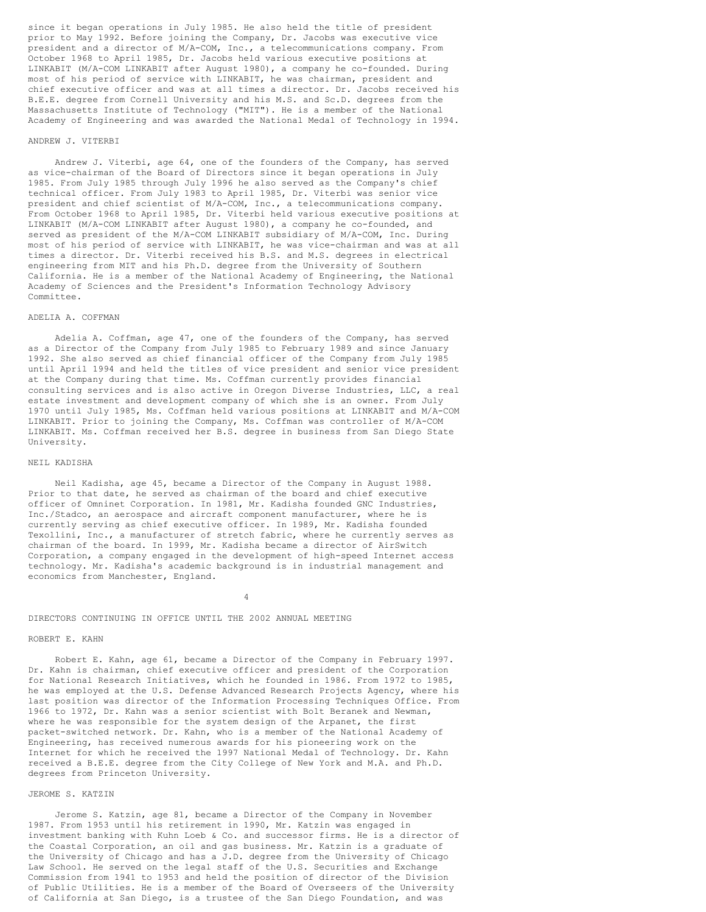since it began operations in July 1985. He also held the title of president prior to May 1992. Before joining the Company, Dr. Jacobs was executive vice president and a director of M/A-COM, Inc., a telecommunications company. From October 1968 to April 1985, Dr. Jacobs held various executive positions at LINKABIT (M/A-COM LINKABIT after August 1980), a company he co-founded. During most of his period of service with LINKABIT, he was chairman, president and chief executive officer and was at all times a director. Dr. Jacobs received his B.E.E. degree from Cornell University and his M.S. and Sc.D. degrees from the Massachusetts Institute of Technology ("MIT"). He is a member of the National Academy of Engineering and was awarded the National Medal of Technology in 1994.

### ANDREW J. VITERBI

Andrew J. Viterbi, age 64, one of the founders of the Company, has served as vice-chairman of the Board of Directors since it began operations in July 1985. From July 1985 through July 1996 he also served as the Company's chief technical officer. From July 1983 to April 1985, Dr. Viterbi was senior vice president and chief scientist of M/A-COM, Inc., a telecommunications company. From October 1968 to April 1985, Dr. Viterbi held various executive positions at LINKABIT (M/A-COM LINKABIT after August 1980), a company he co-founded, and served as president of the M/A-COM LINKABIT subsidiary of M/A-COM, Inc. During most of his period of service with LINKABIT, he was vice-chairman and was at all times a director. Dr. Viterbi received his B.S. and M.S. degrees in electrical engineering from MIT and his Ph.D. degree from the University of Southern California. He is a member of the National Academy of Engineering, the National Academy of Sciences and the President's Information Technology Advisory Committee.

### ADELIA A. COFFMAN

Adelia A. Coffman, age 47, one of the founders of the Company, has served as a Director of the Company from July 1985 to February 1989 and since January 1992. She also served as chief financial officer of the Company from July 1985 until April 1994 and held the titles of vice president and senior vice president at the Company during that time. Ms. Coffman currently provides financial consulting services and is also active in Oregon Diverse Industries, LLC, a real estate investment and development company of which she is an owner. From July 1970 until July 1985, Ms. Coffman held various positions at LINKABIT and M/A-COM LINKABIT. Prior to joining the Company, Ms. Coffman was controller of M/A-COM LINKABIT. Ms. Coffman received her B.S. degree in business from San Diego State University.

### NEIL KADISHA

Neil Kadisha, age 45, became a Director of the Company in August 1988. Prior to that date, he served as chairman of the board and chief executive officer of Omninet Corporation. In 1981, Mr. Kadisha founded GNC Industries, Inc./Stadco, an aerospace and aircraft component manufacturer, where he is currently serving as chief executive officer. In 1989, Mr. Kadisha founded Texollini, Inc., a manufacturer of stretch fabric, where he currently serves as chairman of the board. In 1999, Mr. Kadisha became a director of AirSwitch Corporation, a company engaged in the development of high-speed Internet access technology. Mr. Kadisha's academic background is in industrial management and economics from Manchester, England.

## DIRECTORS CONTINUING IN OFFICE UNTIL THE 2002 ANNUAL MEETING

### ROBERT E. KAHN

Robert E. Kahn, age 61, became a Director of the Company in February 1997. Dr. Kahn is chairman, chief executive officer and president of the Corporation for National Research Initiatives, which he founded in 1986. From 1972 to 1985, he was employed at the U.S. Defense Advanced Research Projects Agency, where his last position was director of the Information Processing Techniques Office. From 1966 to 1972, Dr. Kahn was a senior scientist with Bolt Beranek and Newman, where he was responsible for the system design of the Arpanet, the first packet-switched network. Dr. Kahn, who is a member of the National Academy of Engineering, has received numerous awards for his pioneering work on the Internet for which he received the 1997 National Medal of Technology. Dr. Kahn received a B.E.E. degree from the City College of New York and M.A. and Ph.D. degrees from Princeton University.

### JEROME S. KATZIN

Jerome S. Katzin, age 81, became a Director of the Company in November 1987. From 1953 until his retirement in 1990, Mr. Katzin was engaged in investment banking with Kuhn Loeb & Co. and successor firms. He is a director of the Coastal Corporation, an oil and gas business. Mr. Katzin is a graduate of the University of Chicago and has a J.D. degree from the University of Chicago Law School. He served on the legal staff of the U.S. Securities and Exchange Commission from 1941 to 1953 and held the position of director of the Division of Public Utilities. He is a member of the Board of Overseers of the University of California at San Diego, is a trustee of the San Diego Foundation, and was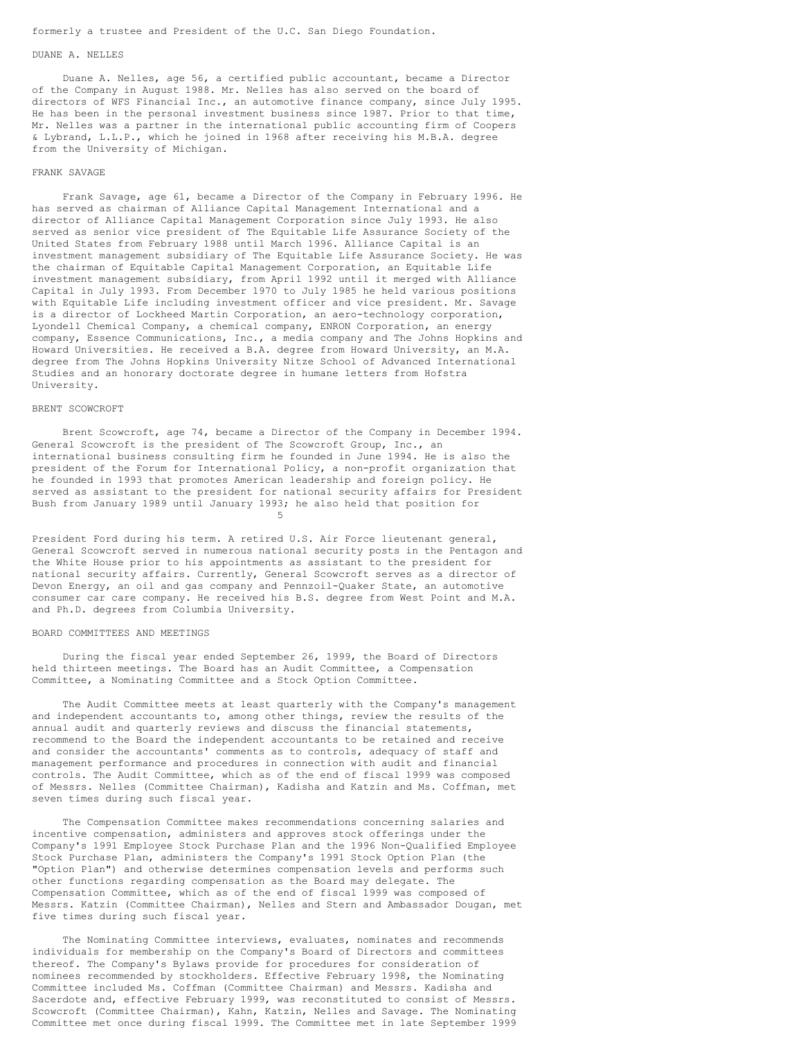formerly a trustee and President of the U.C. San Diego Foundation.

### DUANE A. NELLES

Duane A. Nelles, age 56, a certified public accountant, became a Director of the Company in August 1988. Mr. Nelles has also served on the board of directors of WFS Financial Inc., an automotive finance company, since July 1995. He has been in the personal investment business since 1987. Prior to that time, Mr. Nelles was a partner in the international public accounting firm of Coopers & Lybrand, L.L.P., which he joined in 1968 after receiving his M.B.A. degree from the University of Michigan.

### FRANK SAVAGE

Frank Savage, age 61, became a Director of the Company in February 1996. He has served as chairman of Alliance Capital Management International and a director of Alliance Capital Management Corporation since July 1993. He also served as senior vice president of The Equitable Life Assurance Society of the United States from February 1988 until March 1996. Alliance Capital is an investment management subsidiary of The Equitable Life Assurance Society. He was the chairman of Equitable Capital Management Corporation, an Equitable Life investment management subsidiary, from April 1992 until it merged with Alliance Capital in July 1993. From December 1970 to July 1985 he held various positions with Equitable Life including investment officer and vice president. Mr. Savage is a director of Lockheed Martin Corporation, an aero-technology corporation, Lyondell Chemical Company, a chemical company, ENRON Corporation, an energy company, Essence Communications, Inc., a media company and The Johns Hopkins and Howard Universities. He received a B.A. degree from Howard University, an M.A. degree from The Johns Hopkins University Nitze School of Advanced International Studies and an honorary doctorate degree in humane letters from Hofstra University.

### BRENT SCOWCROFT

Brent Scowcroft, age 74, became a Director of the Company in December 1994. General Scowcroft is the president of The Scowcroft Group, Inc., an international business consulting firm he founded in June 1994. He is also the president of the Forum for International Policy, a non-profit organization that he founded in 1993 that promotes American leadership and foreign policy. He served as assistant to the president for national security affairs for President Bush from January 1989 until January 1993; he also held that position for President Ford during his term. A retired U.S. Air Force lieutenant general, General Scowcroft served in numerous national security posts in the Pentagon and the White House prior to his appointments as assistant to the president for national security affairs. Currently, General Scowcroft serves as a director of Devon Energy, an oil and gas company and Pennzoil-Quaker State, an automotive consumer car care company. He received his B.S. degree from West Point and M.A. and Ph.D. degrees from Columbia University.

### BOARD COMMITTEES AND MEETINGS

During the fiscal year ended September 26, 1999, the Board of Directors held thirteen meetings. The Board has an Audit Committee, a Compensation Committee, a Nominating Committee and a Stock Option Committee.

The Audit Committee meets at least quarterly with the Company's management and independent accountants to, among other things, review the results of the annual audit and quarterly reviews and discuss the financial statements, recommend to the Board the independent accountants to be retained and receive and consider the accountants' comments as to controls, adequacy of staff and management performance and procedures in connection with audit and financial controls. The Audit Committee, which as of the end of fiscal 1999 was composed of Messrs. Nelles (Committee Chairman), Kadisha and Katzin and Ms. Coffman, met seven times during such fiscal year.

The Compensation Committee makes recommendations concerning salaries and incentive compensation, administers and approves stock offerings under the Company's 1991 Employee Stock Purchase Plan and the 1996 Non-Qualified Employee Stock Purchase Plan, administers the Company's 1991 Stock Option Plan (the "Option Plan") and otherwise determines compensation levels and performs such other functions regarding compensation as the Board may delegate. The Compensation Committee, which as of the end of fiscal 1999 was composed of Messrs. Katzin (Committee Chairman), Nelles and Stern and Ambassador Dougan, met five times during such fiscal year.

The Nominating Committee interviews, evaluates, nominates and recommends individuals for membership on the Company's Board of Directors and committees thereof. The Company's Bylaws provide for procedures for consideration of nominees recommended by stockholders. Effective February 1998, the Nominating Committee included Ms. Coffman (Committee Chairman) and Messrs. Kadisha and Sacerdote and, effective February 1999, was reconstituted to consist of Messrs. Scowcroft (Committee Chairman), Kahn, Katzin, Nelles and Savage. The Nominating Committee met once during fiscal 1999. The Committee met in late September 1999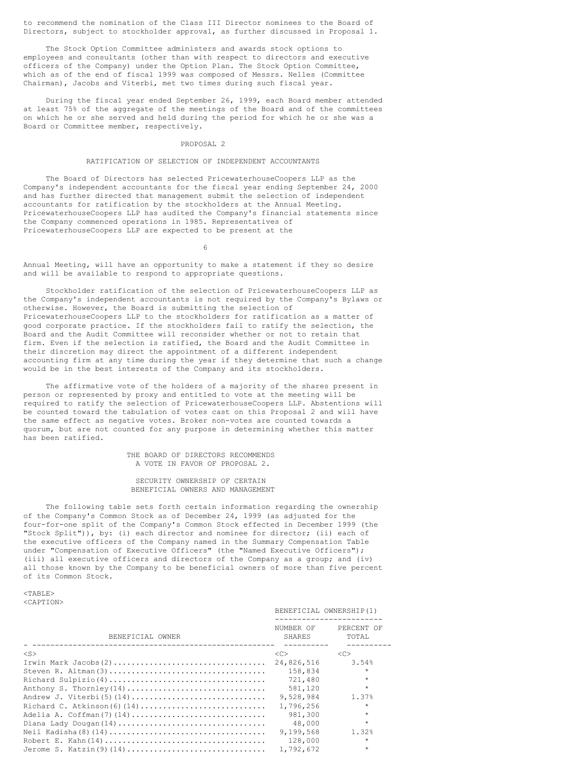to recommend the nomination of the Class III Director nominees to the Board of Directors, subject to stockholder approval, as further discussed in Proposal 1.

The Stock Option Committee administers and awards stock options to employees and consultants (other than with respect to directors and executive officers of the Company) under the Option Plan. The Stock Option Committee, which as of the end of fiscal 1999 was composed of Messrs. Nelles (Committee Chairman), Jacobs and Viterbi, met two times during such fiscal year.

During the fiscal year ended September 26, 1999, each Board member attended at least 75% of the aggregate of the meetings of the Board and of the committees on which he or she served and held during the period for which he or she was a Board or Committee member, respectively.

## PROPOSAL 2

## RATIFICATION OF SELECTION OF INDEPENDENT ACCOUNTANTS

The Board of Directors has selected PricewaterhouseCoopers LLP as the Company's independent accountants for the fiscal year ending September 24, 2000 and has further directed that management submit the selection of independent accountants for ratification by the stockholders at the Annual Meeting. PricewaterhouseCoopers LLP has audited the Company's financial statements since the Company commenced operations in 1985. Representatives of PricewaterhouseCoopers LLP are expected to be present at the Annual Meeting, will have an opportunity to make a statement if they so desire and will be available to respond to appropriate questions.

Stockholder ratification of the selection of PricewaterhouseCoopers LLP as the Company's independent accountants is not required by the Company's Bylaws or otherwise. However, the Board is submitting the selection of PricewaterhouseCoopers LLP to the stockholders for ratification as a matter of good corporate practice. If the stockholders fail to ratify the selection, the Board and the Audit Committee will reconsider whether or not to retain that firm. Even if the selection is ratified, the Board and the Audit Committee in their discretion may direct the appointment of a different independent accounting firm at any time during the year if they determine that such a change would be in the best interests of the Company and its stockholders.

The affirmative vote of the holders of a majority of the shares present in person or represented by proxy and entitled to vote at the meeting will be required to ratify the selection of PricewaterhouseCoopers LLP. Abstentions will be counted toward the tabulation of votes cast on this Proposal 2 and will have the same effect as negative votes. Broker non-votes are counted towards a quorum, but are not counted for any purpose in determining whether this matter has been ratified.

**THE BOARD OF DIRECTORS RECOMMENDS A VOTE IN FAVOR OF PROPOSAL 2.**

## SECURITY OWNERSHIP OF CERTAIN BENEFICIAL OWNERS AND MANAGEMENT

The following table sets forth certain information regarding the ownership of the Company's Common Stock as of December 24, 1999 (as adjusted for the four-for-one split of the Company's Common Stock effected in December 1999 (the "Stock Split")), by: (i) each director and nominee for director; (ii) each of the executive officers of the Company named in the Summary Compensation Table under "Compensation of Executive Officers" (the "Named Executive Officers"); (iii) all executive officers and directors of the Company as a group; and (iv) all those known by the Company to be beneficial owners of more than five percent of its Common Stock.

| BENEFICIAL OWNER | BENEFICIAL OWNERSHIP(1) | |
|---|---|---|
| | NUMBER OF SHARES | PERCENT OF TOTAL |
| Irwin Mark Jacobs(2) | 24,826,516 | 3.54% |
| Steven R. Altman(3) | 158,834 | * |
| Richard Sulpizio(4) | 721,480 | * |
| Anthony S. Thornley(14) | 581,120 | * |
| Andrew J. Viterbi(5)(14) | 9,528,984 | 1.37% |
| Richard C. Atkinson(6)(14) | 1,796,256 | * |
| Adelia A. Coffman(7)(14) | 981,300 | * |
| Diana Lady Dougan(14) | 48,000 | * |
| Neil Kadisha(8)(14) | 9,199,568 | 1.32% |
| Robert E. Kahn(14) | 128,000 | * |
| Jerome S. Katzin(9)(14) | 1,792,672 | * |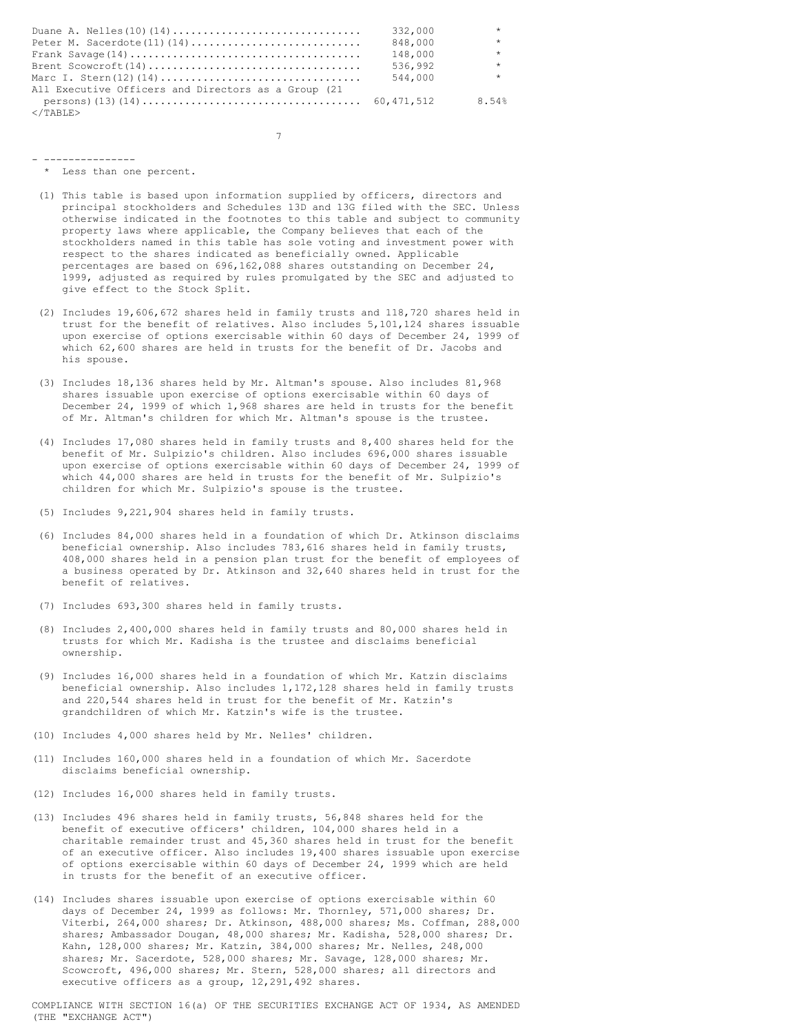| | | |
|---|---|---|
| Duane A. Nelles(10)(14) | 332,000 | * |
| Peter M. Sacerdote(11)(14) | 848,000 | * |
| Frank Savage(14) | 148,000 | * |
| Brent Scowcroft(14) | 536,992 | * |
| Marc I. Stern(12)(14) | 544,000 | * |
| All Executive Officers and Directors as a Group (21 persons)(13)(14) | 60,471,512 | 8.54% |

---

\* Less than one percent.

(1) This table is based upon information supplied by officers, directors and principal stockholders and Schedules 13D and 13G filed with the SEC. Unless otherwise indicated in the footnotes to this table and subject to community property laws where applicable, the Company believes that each of the stockholders named in this table has sole voting and investment power with respect to the shares indicated as beneficially owned. Applicable percentages are based on 696,162,088 shares outstanding on December 24, 1999, adjusted as required by rules promulgated by the SEC and adjusted to give effect to the Stock Split.

(2) Includes 19,606,672 shares held in family trusts and 118,720 shares held in trust for the benefit of relatives. Also includes 5,101,124 shares issuable upon exercise of options exercisable within 60 days of December 24, 1999 of which 62,600 shares are held in trusts for the benefit of Dr. Jacobs and his spouse.

(3) Includes 18,136 shares held by Mr. Altman's spouse. Also includes 81,968 shares issuable upon exercise of options exercisable within 60 days of December 24, 1999 of which 1,968 shares are held in trusts for the benefit of Mr. Altman's children for which Mr. Altman's spouse is the trustee.

(4) Includes 17,080 shares held in family trusts and 8,400 shares held for the benefit of Mr. Sulpizio's children. Also includes 696,000 shares issuable upon exercise of options exercisable within 60 days of December 24, 1999 of which 44,000 shares are held in trusts for the benefit of Mr. Sulpizio's children for which Mr. Sulpizio's spouse is the trustee.

(5) Includes 9,221,904 shares held in family trusts.

(6) Includes 84,000 shares held in a foundation of which Dr. Atkinson disclaims beneficial ownership. Also includes 783,616 shares held in family trusts, 408,000 shares held in a pension plan trust for the benefit of employees of a business operated by Dr. Atkinson and 32,640 shares held in trust for the benefit of relatives.

(7) Includes 693,300 shares held in family trusts.

(8) Includes 2,400,000 shares held in family trusts and 80,000 shares held in trusts for which Mr. Kadisha is the trustee and disclaims beneficial ownership.

(9) Includes 16,000 shares held in a foundation of which Mr. Katzin disclaims beneficial ownership. Also includes 1,172,128 shares held in family trusts and 220,544 shares held in trust for the benefit of Mr. Katzin's grandchildren of which Mr. Katzin's wife is the trustee.

(10) Includes 4,000 shares held by Mr. Nelles' children.

(11) Includes 160,000 shares held in a foundation of which Mr. Sacerdote disclaims beneficial ownership.

(12) Includes 16,000 shares held in family trusts.

(13) Includes 496 shares held in family trusts, 56,848 shares held for the benefit of executive officers' children, 104,000 shares held in a charitable remainder trust and 45,360 shares held in trust for the benefit of an executive officer. Also includes 19,400 shares issuable upon exercise of options exercisable within 60 days of December 24, 1999 which are held in trusts for the benefit of an executive officer.

(14) Includes shares issuable upon exercise of options exercisable within 60 days of December 24, 1999 as follows: Mr. Thornley, 571,000 shares; Dr. Viterbi, 264,000 shares; Dr. Atkinson, 488,000 shares; Ms. Coffman, 288,000 shares; Ambassador Dougan, 48,000 shares; Mr. Kadisha, 528,000 shares; Dr. Kahn, 128,000 shares; Mr. Katzin, 384,000 shares; Mr. Nelles, 248,000 shares; Mr. Sacerdote, 528,000 shares; Mr. Savage, 128,000 shares; Mr. Scowcroft, 496,000 shares; Mr. Stern, 528,000 shares; all directors and executive officers as a group, 12,291,492 shares.

COMPLIANCE WITH SECTION 16(a) OF THE SECURITIES EXCHANGE ACT OF 1934, AS AMENDED (THE "EXCHANGE ACT")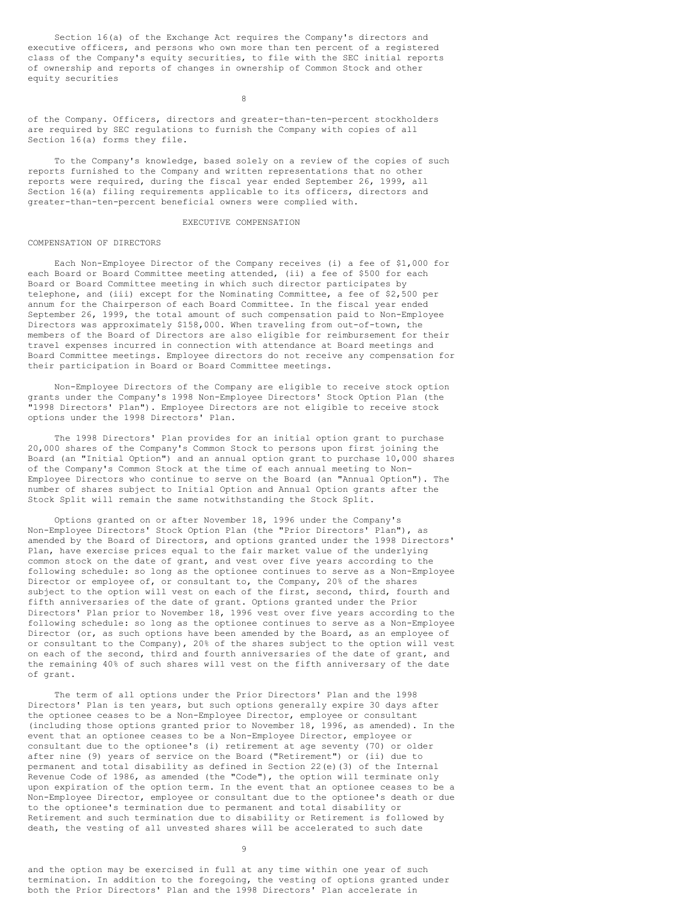Section 16(a) of the Exchange Act requires the Company's directors and executive officers, and persons who own more than ten percent of a registered class of the Company's equity securities, to file with the SEC initial reports of ownership and reports of changes in ownership of Common Stock and other equity securities of the Company. Officers, directors and greater-than-ten-percent stockholders are required by SEC regulations to furnish the Company with copies of all Section 16(a) forms they file.

To the Company's knowledge, based solely on a review of the copies of such reports furnished to the Company and written representations that no other reports were required, during the fiscal year ended September 26, 1999, all Section 16(a) filing requirements applicable to its officers, directors and greater-than-ten-percent beneficial owners were complied with.

## EXECUTIVE COMPENSATION

### COMPENSATION OF DIRECTORS

Each Non-Employee Director of the Company receives (i) a fee of $1,000 for each Board or Board Committee meeting attended, (ii) a fee of $500 for each Board or Board Committee meeting in which such director participates by telephone, and (iii) except for the Nominating Committee, a fee of $2,500 per annum for the Chairperson of each Board Committee. In the fiscal year ended September 26, 1999, the total amount of such compensation paid to Non-Employee Directors was approximately $158,000. When traveling from out-of-town, the members of the Board of Directors are also eligible for reimbursement for their travel expenses incurred in connection with attendance at Board meetings and Board Committee meetings. Employee directors do not receive any compensation for their participation in Board or Board Committee meetings.

Non-Employee Directors of the Company are eligible to receive stock option grants under the Company's 1998 Non-Employee Directors' Stock Option Plan (the "1998 Directors' Plan"). Employee Directors are not eligible to receive stock options under the 1998 Directors' Plan.

The 1998 Directors' Plan provides for an initial option grant to purchase 20,000 shares of the Company's Common Stock to persons upon first joining the Board (an "Initial Option") and an annual option grant to purchase 10,000 shares of the Company's Common Stock at the time of each annual meeting to Non-Employee Directors who continue to serve on the Board (an "Annual Option"). The number of shares subject to Initial Option and Annual Option grants after the Stock Split will remain the same notwithstanding the Stock Split.

Options granted on or after November 18, 1996 under the Company's Non-Employee Directors' Stock Option Plan (the "Prior Directors' Plan"), as amended by the Board of Directors, and options granted under the 1998 Directors' Plan, have exercise prices equal to the fair market value of the underlying common stock on the date of grant, and vest over five years according to the following schedule: so long as the optionee continues to serve as a Non-Employee Director or employee of, or consultant to, the Company, 20% of the shares subject to the option will vest on each of the first, second, third, fourth and fifth anniversaries of the date of grant. Options granted under the Prior Directors' Plan prior to November 18, 1996 vest over five years according to the following schedule: so long as the optionee continues to serve as a Non-Employee Director (or, as such options have been amended by the Board, as an employee of or consultant to the Company), 20% of the shares subject to the option will vest on each of the second, third and fourth anniversaries of the date of grant, and the remaining 40% of such shares will vest on the fifth anniversary of the date of grant.

The term of all options under the Prior Directors' Plan and the 1998 Directors' Plan is ten years, but such options generally expire 30 days after the optionee ceases to be a Non-Employee Director, employee or consultant (including those options granted prior to November 18, 1996, as amended). In the event that an optionee ceases to be a Non-Employee Director, employee or consultant due to the optionee's (i) retirement at age seventy (70) or older after nine (9) years of service on the Board ("Retirement") or (ii) due to permanent and total disability as defined in Section 22(e)(3) of the Internal Revenue Code of 1986, as amended (the "Code"), the option will terminate only upon expiration of the option term. In the event that an optionee ceases to be a Non-Employee Director, employee or consultant due to the optionee's death or due to the optionee's termination due to permanent and total disability or Retirement and such termination due to disability or Retirement is followed by death, the vesting of all unvested shares will be accelerated to such date and the option may be exercised in full at any time within one year of such termination. In addition to the foregoing, the vesting of options granted under both the Prior Directors' Plan and the 1998 Directors' Plan accelerate in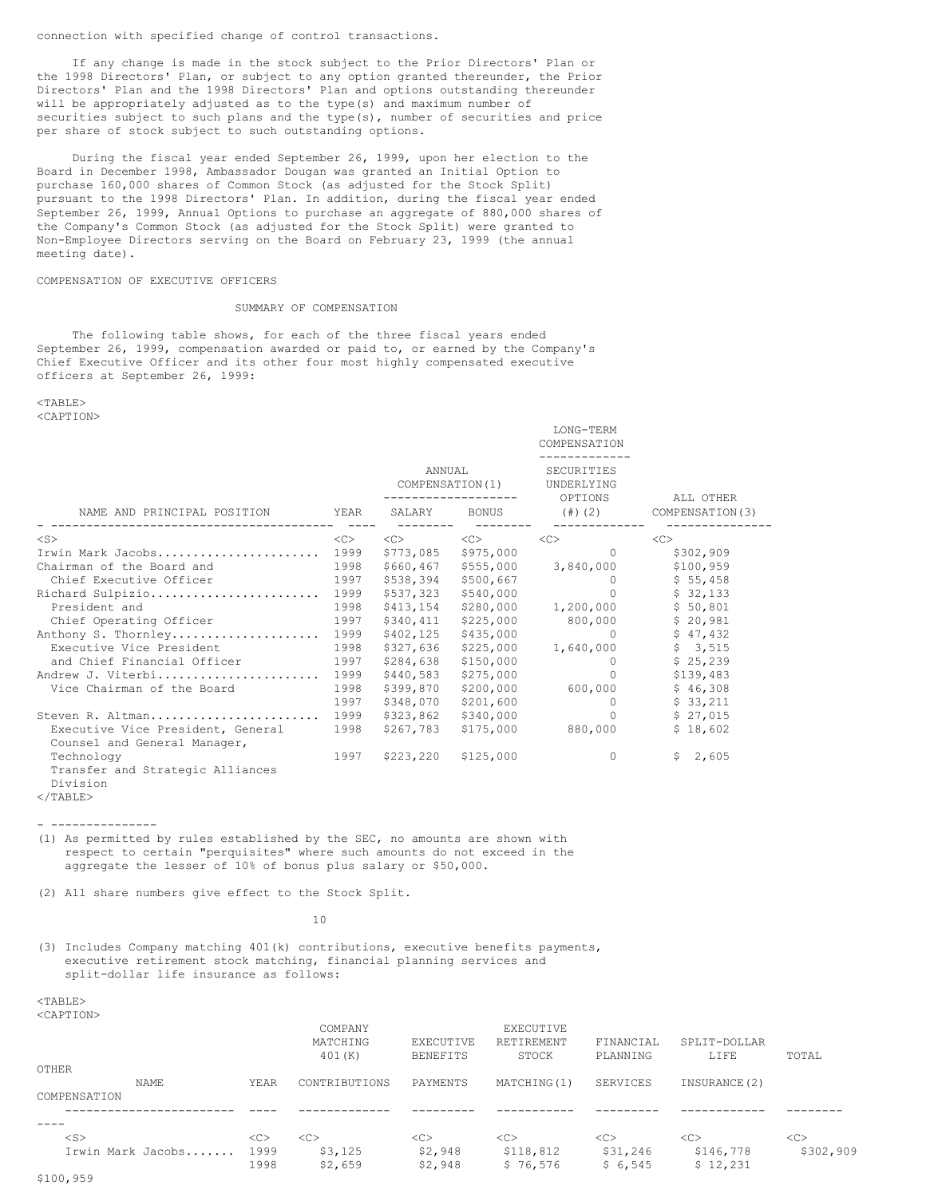connection with specified change of control transactions.

If any change is made in the stock subject to the Prior Directors' Plan or the 1998 Directors' Plan, or subject to any option granted thereunder, the Prior Directors' Plan and the 1998 Directors' Plan and options outstanding thereunder will be appropriately adjusted as to the type(s) and maximum number of securities subject to such plans and the type(s), number of securities and price per share of stock subject to such outstanding options.

During the fiscal year ended September 26, 1999, upon her election to the Board in December 1998, Ambassador Dougan was granted an Initial Option to purchase 160,000 shares of Common Stock (as adjusted for the Stock Split) pursuant to the 1998 Directors' Plan. In addition, during the fiscal year ended September 26, 1999, Annual Options to purchase an aggregate of 880,000 shares of the Company's Common Stock (as adjusted for the Stock Split) were granted to Non-Employee Directors serving on the Board on February 23, 1999 (the annual meeting date).

## COMPENSATION OF EXECUTIVE OFFICERS

### SUMMARY OF COMPENSATION

The following table shows, for each of the three fiscal years ended September 26, 1999, compensation awarded or paid to, or earned by the Company's Chief Executive Officer and its other four most highly compensated executive officers at September 26, 1999:

| | | ANNUAL COMPENSATION(1) | | LONG-TERM COMPENSATION | |
|---|---|---|---|---|---|
| NAME AND PRINCIPAL POSITION | YEAR | SALARY | BONUS | SECURITIES UNDERLYING OPTIONS (#)(2) | ALL OTHER COMPENSATION(3) |
| Irwin Mark Jacobs | 1999 | $773,085 | $975,000 | 0 | $302,909 |
| Chairman of the Board and | 1998 | $660,467 | $555,000 | 3,840,000 | $100,959 |
| Chief Executive Officer | 1997 | $538,394 | $500,667 | 0 | $ 55,458 |
| Richard Sulpizio | 1999 | $537,323 | $540,000 | 0 | $ 32,133 |
| President and | 1998 | $413,154 | $280,000 | 1,200,000 | $ 50,801 |
| Chief Operating Officer | 1997 | $340,411 | $225,000 | 800,000 | $ 20,981 |
| Anthony S. Thornley | 1999 | $402,125 | $435,000 | 0 | $ 47,432 |
| Executive Vice President | 1998 | $327,636 | $225,000 | 1,640,000 | $ 3,515 |
| and Chief Financial Officer | 1997 | $284,638 | $150,000 | 0 | $ 25,239 |
| Andrew J. Viterbi | 1999 | $440,583 | $275,000 | 0 | $139,483 |
| Vice Chairman of the Board | 1998 | $399,870 | $200,000 | 600,000 | $ 46,308 |
| | 1997 | $348,070 | $201,600 | 0 | $ 33,211 |
| Steven R. Altman | 1999 | $323,862 | $340,000 | 0 | $ 27,015 |
| Executive Vice President, General Counsel and General Manager, | 1998 | $267,783 | $175,000 | 880,000 | $ 18,602 |
| Technology Transfer and Strategic Alliances Division | 1997 | $223,220 | $125,000 | 0 | $ 2,605 |

- ---------------

(1) As permitted by rules established by the SEC, no amounts are shown with respect to certain "perquisites" where such amounts do not exceed in the aggregate the lesser of 10% of bonus plus salary or $50,000.

(2) All share numbers give effect to the Stock Split.

(3) Includes Company matching 401(k) contributions, executive benefits payments, executive retirement stock matching, financial planning services and split-dollar life insurance as follows:

| NAME | YEAR | COMPANY MATCHING 401(K) CONTRIBUTIONS | EXECUTIVE BENEFITS PAYMENTS | EXECUTIVE RETIREMENT STOCK MATCHING(1) | FINANCIAL PLANNING SERVICES | SPLIT-DOLLAR LIFE INSURANCE(2) | TOTAL OTHER COMPENSATION |
|---|---|---|---|---|---|---|---|
| Irwin Mark Jacobs | 1999 | $3,125 | $2,948 | $118,812 | $31,246 | $146,778 | $302,909 |
| | 1998 | $2,659 | $2,948 | $ 76,576 | $ 6,545 | $ 12,231 | $100,959 |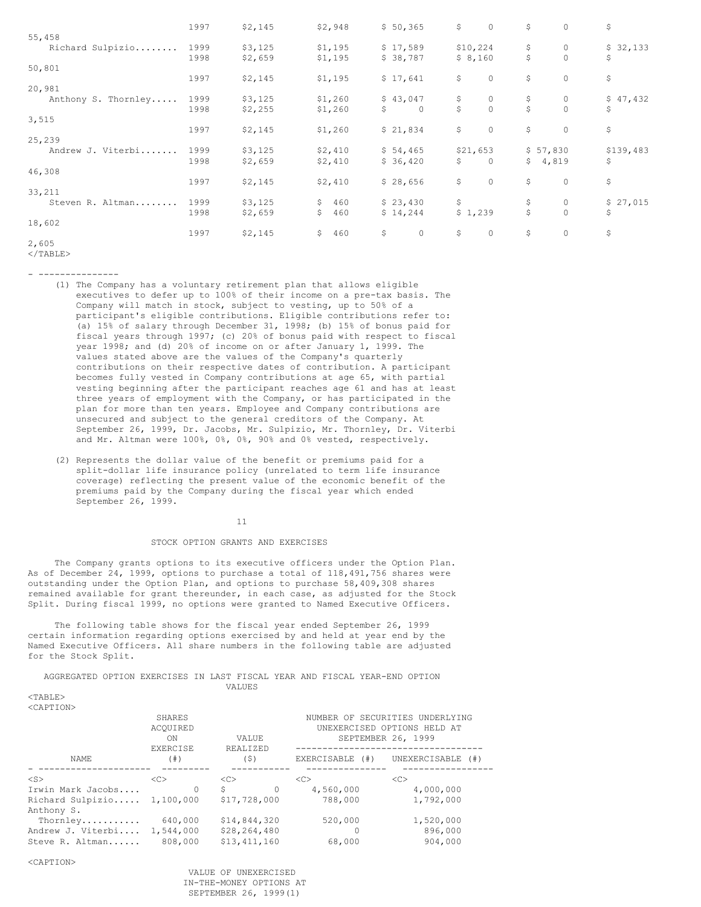| | | | | | | | |
|---|---|---|---|---|---|---|---|
| | 1997 | $2,145 | $2,948 | $ 50,365 | $ 0 | $ 0 | $ 55,458 |
| Richard Sulpizio........ | 1999 | $3,125 | $1,195 | $ 17,589 | $10,224 | $ 0 | $ 32,133 |
| | 1998 | $2,659 | $1,195 | $ 38,787 | $ 8,160 | $ 0 | $ 50,801 |
| | 1997 | $2,145 | $1,195 | $ 17,641 | $ 0 | $ 0 | $ 20,981 |
| Anthony S. Thornley..... | 1999 | $3,125 | $1,260 | $ 43,047 | $ 0 | $ 0 | $ 47,432 |
| | 1998 | $2,255 | $1,260 | $ 0 | $ 0 | $ 0 | $ 3,515 |
| | 1997 | $2,145 | $1,260 | $ 21,834 | $ 0 | $ 0 | $ 25,239 |
| Andrew J. Viterbi....... | 1999 | $3,125 | $2,410 | $ 54,465 | $21,653 | $ 57,830 | $139,483 |
| | 1998 | $2,659 | $2,410 | $ 36,420 | $ 0 | $ 4,819 | $ 46,308 |
| | 1997 | $2,145 | $2,410 | $ 28,656 | $ 0 | $ 0 | $ 33,211 |
| Steven R. Altman........ | 1999 | $3,125 | $ 460 | $ 23,430 | $ | $ 0 | $ 27,015 |
| | 1998 | $2,659 | $ 460 | $ 14,244 | $ 1,239 | $ 0 | $ 18,602 |
| | 1997 | $2,145 | $ 460 | $ 0 | $ 0 | $ 0 | $ 2,605 |

---------------

(1) The Company has a voluntary retirement plan that allows eligible executives to defer up to 100% of their income on a pre-tax basis. The Company will match in stock, subject to vesting, up to 50% of a participant's eligible contributions. Eligible contributions refer to: (a) 15% of salary through December 31, 1998; (b) 15% of bonus paid for fiscal years through 1997; (c) 20% of bonus paid with respect to fiscal year 1998; and (d) 20% of income on or after January 1, 1999. The values stated above are the values of the Company's quarterly contributions on their respective dates of contribution. A participant becomes fully vested in Company contributions at age 65, with partial vesting beginning after the participant reaches age 61 and has at least three years of employment with the Company, or has participated in the plan for more than ten years. Employee and Company contributions are unsecured and subject to the general creditors of the Company. At September 26, 1999, Dr. Jacobs, Mr. Sulpizio, Mr. Thornley, Dr. Viterbi and Mr. Altman were 100%, 0%, 0%, 90% and 0% vested, respectively.

(2) Represents the dollar value of the benefit or premiums paid for a split-dollar life insurance policy (unrelated to term life insurance coverage) reflecting the present value of the economic benefit of the premiums paid by the Company during the fiscal year which ended September 26, 1999.

## STOCK OPTION GRANTS AND EXERCISES

The Company grants options to its executive officers under the Option Plan. As of December 24, 1999, options to purchase a total of 118,491,756 shares were outstanding under the Option Plan, and options to purchase 58,409,308 shares remained available for grant thereunder, in each case, as adjusted for the Stock Split. During fiscal 1999, no options were granted to Named Executive Officers.

The following table shows for the fiscal year ended September 26, 1999 certain information regarding options exercised by and held at year end by the Named Executive Officers. All share numbers in the following table are adjusted for the Stock Split.

AGGREGATED OPTION EXERCISES IN LAST FISCAL YEAR AND FISCAL YEAR-END OPTION VALUES

| NAME | SHARES ACQUIRED ON EXERCISE (#) | VALUE REALIZED ($) | NUMBER OF SECURITIES UNDERLYING UNEXERCISED OPTIONS HELD AT SEPTEMBER 26, 1999 EXERCISABLE (#) | UNEXERCISABLE (#) |
|---|---|---|---|---|
| Irwin Mark Jacobs.... | 0 | $ 0 | 4,560,000 | 4,000,000 |
| Richard Sulpizio..... | 1,100,000 | $17,728,000 | 788,000 | 1,792,000 |
| Anthony S. Thornley.......... | 640,000 | $14,844,320 | 520,000 | 1,520,000 |
| Andrew J. Viterbi.... | 1,544,000 | $28,264,480 | 0 | 896,000 |
| Steve R. Altman...... | 808,000 | $13,411,160 | 68,000 | 904,000 |

VALUE OF UNEXERCISED IN-THE-MONEY OPTIONS AT SEPTEMBER 26, 1999(1)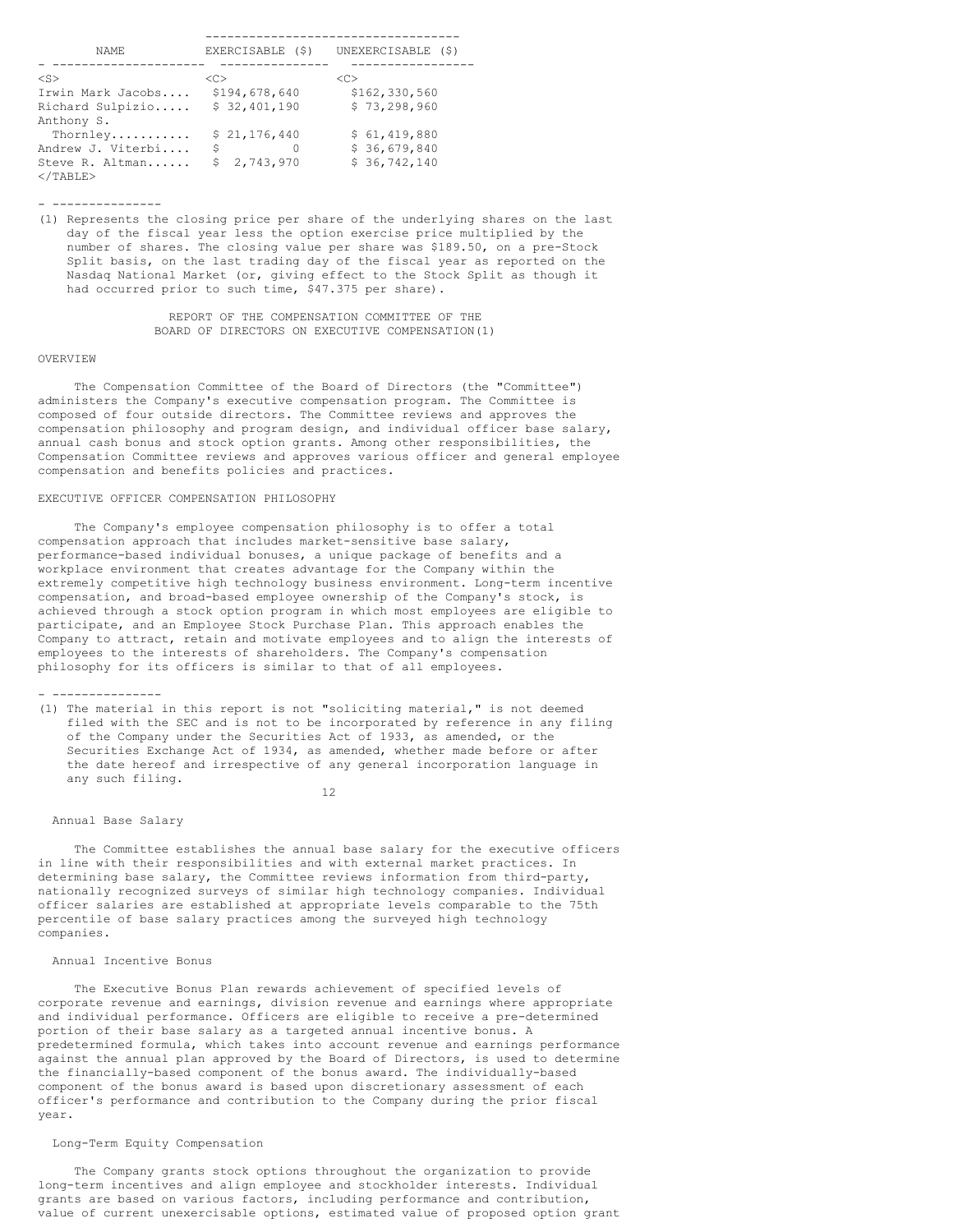| NAME | EXERCISABLE ($) | UNEXERCISABLE ($) |
|---|---|---|
| Irwin Mark Jacobs.... | $194,678,640 | $162,330,560 |
| Richard Sulpizio..... | $ 32,401,190 | $ 73,298,960 |
| Anthony S. Thornley........... | $ 21,176,440 | $ 61,419,880 |
| Andrew J. Viterbi.... | $ 0 | $ 36,679,840 |
| Steve R. Altman...... | $ 2,743,970 | $ 36,742,140 |

---------------

(1) Represents the closing price per share of the underlying shares on the last day of the fiscal year less the option exercise price multiplied by the number of shares. The closing value per share was $189.50, on a pre-Stock Split basis, on the last trading day of the fiscal year as reported on the Nasdaq National Market (or, giving effect to the Stock Split as though it had occurred prior to such time, $47.375 per share).

## REPORT OF THE COMPENSATION COMMITTEE OF THE BOARD OF DIRECTORS ON EXECUTIVE COMPENSATION(1)

### OVERVIEW

The Compensation Committee of the Board of Directors (the "Committee") administers the Company's executive compensation program. The Committee is composed of four outside directors. The Committee reviews and approves the compensation philosophy and program design, and individual officer base salary, annual cash bonus and stock option grants. Among other responsibilities, the Compensation Committee reviews and approves various officer and general employee compensation and benefits policies and practices.

### EXECUTIVE OFFICER COMPENSATION PHILOSOPHY

The Company's employee compensation philosophy is to offer a total compensation approach that includes market-sensitive base salary, performance-based individual bonuses, a unique package of benefits and a workplace environment that creates advantage for the Company within the extremely competitive high technology business environment. Long-term incentive compensation, and broad-based employee ownership of the Company's stock, is achieved through a stock option program in which most employees are eligible to participate, and an Employee Stock Purchase Plan. This approach enables the Company to attract, retain and motivate employees and to align the interests of employees to the interests of shareholders. The Company's compensation philosophy for its officers is similar to that of all employees.

---------------

(1) The material in this report is not "soliciting material," is not deemed filed with the SEC and is not to be incorporated by reference in any filing of the Company under the Securities Act of 1933, as amended, or the Securities Exchange Act of 1934, as amended, whether made before or after the date hereof and irrespective of any general incorporation language in any such filing.

#### Annual Base Salary

The Committee establishes the annual base salary for the executive officers in line with their responsibilities and with external market practices. In determining base salary, the Committee reviews information from third-party, nationally recognized surveys of similar high technology companies. Individual officer salaries are established at appropriate levels comparable to the 75th percentile of base salary practices among the surveyed high technology companies.

#### Annual Incentive Bonus

The Executive Bonus Plan rewards achievement of specified levels of corporate revenue and earnings, division revenue and earnings where appropriate and individual performance. Officers are eligible to receive a pre-determined portion of their base salary as a targeted annual incentive bonus. A predetermined formula, which takes into account revenue and earnings performance against the annual plan approved by the Board of Directors, is used to determine the financially-based component of the bonus award. The individually-based component of the bonus award is based upon discretionary assessment of each officer's performance and contribution to the Company during the prior fiscal year.

#### Long-Term Equity Compensation

The Company grants stock options throughout the organization to provide long-term incentives and align employee and stockholder interests. Individual grants are based on various factors, including performance and contribution, value of current unexercisable options, estimated value of proposed option grant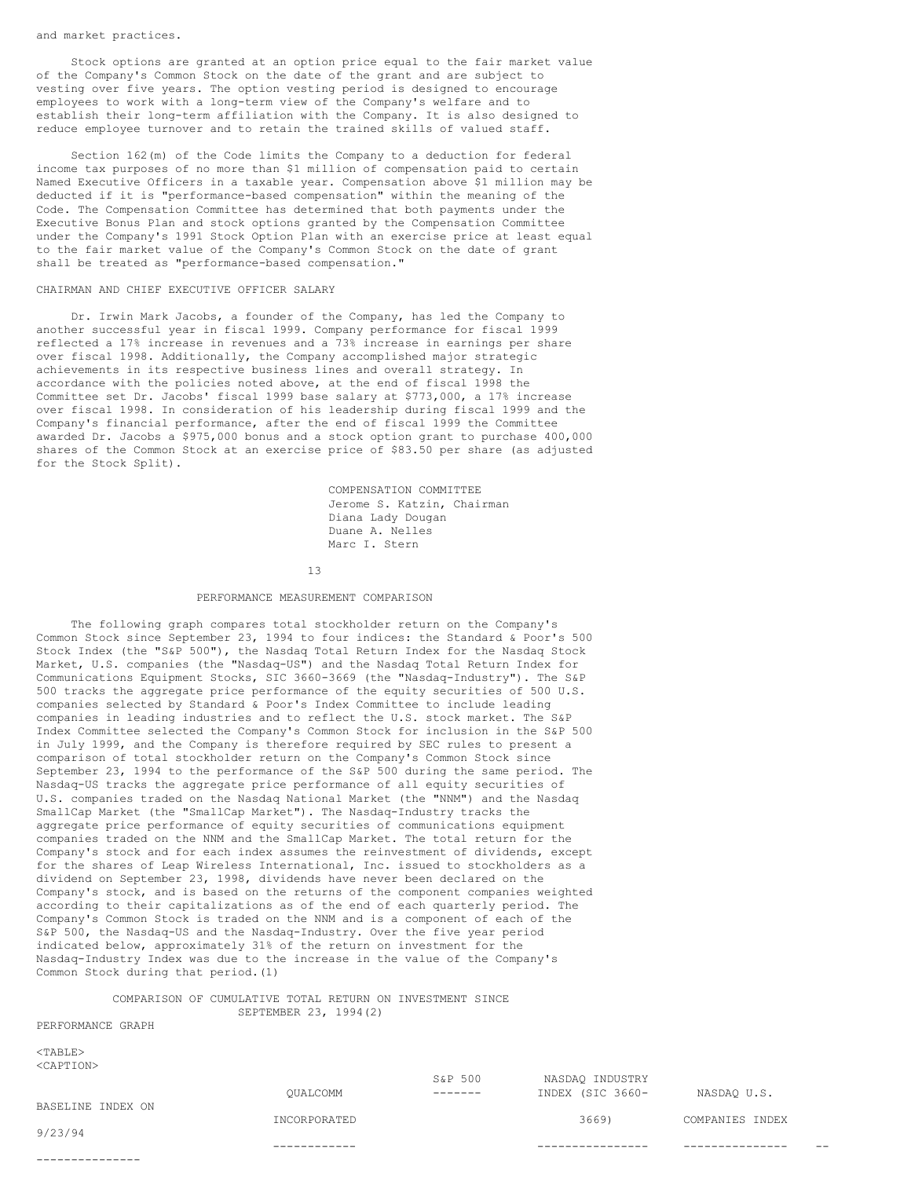and market practices.

Stock options are granted at an option price equal to the fair market value of the Company's Common Stock on the date of the grant and are subject to vesting over five years. The option vesting period is designed to encourage employees to work with a long-term view of the Company's welfare and to establish their long-term affiliation with the Company. It is also designed to reduce employee turnover and to retain the trained skills of valued staff.

Section 162(m) of the Code limits the Company to a deduction for federal income tax purposes of no more than $1 million of compensation paid to certain Named Executive Officers in a taxable year. Compensation above $1 million may be deducted if it is "performance-based compensation" within the meaning of the Code. The Compensation Committee has determined that both payments under the Executive Bonus Plan and stock options granted by the Compensation Committee under the Company's 1991 Stock Option Plan with an exercise price at least equal to the fair market value of the Company's Common Stock on the date of grant shall be treated as "performance-based compensation."

CHAIRMAN AND CHIEF EXECUTIVE OFFICER SALARY

Dr. Irwin Mark Jacobs, a founder of the Company, has led the Company to another successful year in fiscal 1999. Company performance for fiscal 1999 reflected a 17% increase in revenues and a 73% increase in earnings per share over fiscal 1998. Additionally, the Company accomplished major strategic achievements in its respective business lines and overall strategy. In accordance with the policies noted above, at the end of fiscal 1998 the Committee set Dr. Jacobs' fiscal 1999 base salary at $773,000, a 17% increase over fiscal 1998. In consideration of his leadership during fiscal 1999 and the Company's financial performance, after the end of fiscal 1999 the Committee awarded Dr. Jacobs a $975,000 bonus and a stock option grant to purchase 400,000 shares of the Common Stock at an exercise price of $83.50 per share (as adjusted for the Stock Split).

COMPENSATION COMMITTEE
Jerome S. Katzin, Chairman
Diana Lady Dougan
Duane A. Nelles
Marc I. Stern

PERFORMANCE MEASUREMENT COMPARISON

The following graph compares total stockholder return on the Company's Common Stock since September 23, 1994 to four indices: the Standard & Poor's 500 Stock Index (the "S&P 500"), the Nasdaq Total Return Index for the Nasdaq Stock Market, U.S. companies (the "Nasdaq-US") and the Nasdaq Total Return Index for Communications Equipment Stocks, SIC 3660-3669 (the "Nasdaq-Industry"). The S&P 500 tracks the aggregate price performance of the equity securities of 500 U.S. companies selected by Standard & Poor's Index Committee to include leading companies in leading industries and to reflect the U.S. stock market. The S&P Index Committee selected the Company's Common Stock for inclusion in the S&P 500 in July 1999, and the Company is therefore required by SEC rules to present a comparison of total stockholder return on the Company's Common Stock since September 23, 1994 to the performance of the S&P 500 during the same period. The Nasdaq-US tracks the aggregate price performance of all equity securities of U.S. companies traded on the Nasdaq National Market (the "NNM") and the Nasdaq SmallCap Market (the "SmallCap Market"). The Nasdaq-Industry tracks the aggregate price performance of equity securities of communications equipment companies traded on the NNM and the SmallCap Market. The total return for the Company's stock and for each index assumes the reinvestment of dividends, except for the shares of Leap Wireless International, Inc. issued to stockholders as a dividend on September 23, 1998, dividends have never been declared on the Company's stock, and is based on the returns of the component companies weighted according to their capitalizations as of the end of each quarterly period. The Company's Common Stock is traded on the NNM and is a component of each of the S&P 500, the Nasdaq-US and the Nasdaq-Industry. Over the five year period indicated below, approximately 31% of the return on investment for the Nasdaq-Industry Index was due to the increase in the value of the Company's Common Stock during that period.(1)

COMPARISON OF CUMULATIVE TOTAL RETURN ON INVESTMENT SINCE SEPTEMBER 23, 1994(2)

PERFORMANCE GRAPH

| BASELINE INDEX ON 9/23/94 | QUALCOMM INCORPORATED | S&P 500 | NASDAQ INDUSTRY INDEX (SIC 3660-3669) | NASDAQ U.S. COMPANIES INDEX |
|---|---|---|---|---|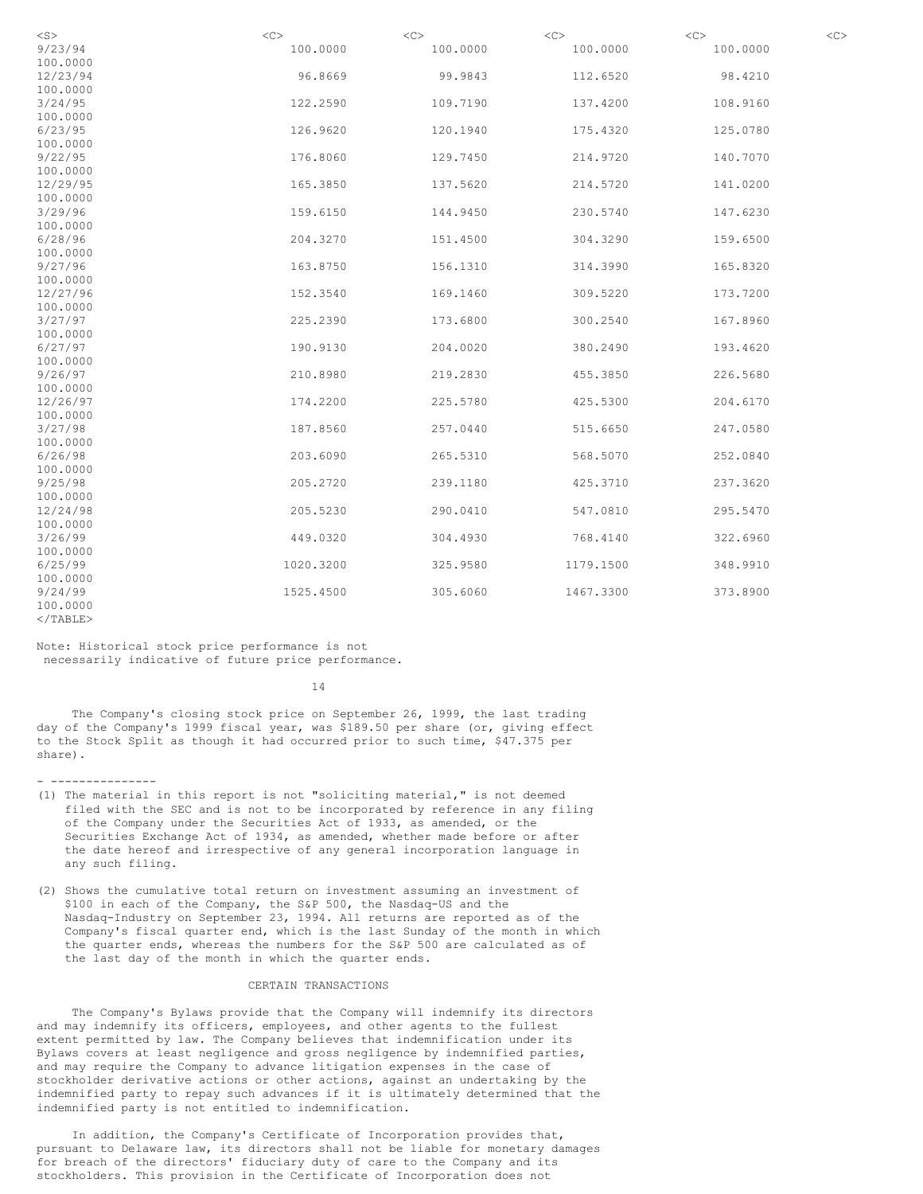| | | | | | |
|---|---|---|---|---|---|
| 9/23/94 | 100.0000 | 100.0000 | 100.0000 | 100.0000 | 100.0000 |
| 12/23/94 | 96.8669 | 99.9843 | 112.6520 | 98.4210 | 100.0000 |
| 3/24/95 | 122.2590 | 109.7190 | 137.4200 | 108.9160 | 100.0000 |
| 6/23/95 | 126.9620 | 120.1940 | 175.4320 | 125.0780 | 100.0000 |
| 9/22/95 | 176.8060 | 129.7450 | 214.9720 | 140.7070 | 100.0000 |
| 12/29/95 | 165.3850 | 137.5620 | 214.5720 | 141.0200 | 100.0000 |
| 3/29/96 | 159.6150 | 144.9450 | 230.5740 | 147.6230 | 100.0000 |
| 6/28/96 | 204.3270 | 151.4500 | 304.3290 | 159.6500 | 100.0000 |
| 9/27/96 | 163.8750 | 156.1310 | 314.3990 | 165.8320 | 100.0000 |
| 12/27/96 | 152.3540 | 169.1460 | 309.5220 | 173.7200 | 100.0000 |
| 3/27/97 | 225.2390 | 173.6800 | 300.2540 | 167.8960 | 100.0000 |
| 6/27/97 | 190.9130 | 204.0020 | 380.2490 | 193.4620 | 100.0000 |
| 9/26/97 | 210.8980 | 219.2830 | 455.3850 | 226.5680 | 100.0000 |
| 12/26/97 | 174.2200 | 225.5780 | 425.5300 | 204.6170 | 100.0000 |
| 3/27/98 | 187.8560 | 257.0440 | 515.6650 | 247.0580 | 100.0000 |
| 6/26/98 | 203.6090 | 265.5310 | 568.5070 | 252.0840 | 100.0000 |
| 9/25/98 | 205.2720 | 239.1180 | 425.3710 | 237.3620 | 100.0000 |
| 12/24/98 | 205.5230 | 290.0410 | 547.0810 | 295.5470 | 100.0000 |
| 3/26/99 | 449.0320 | 304.4930 | 768.4140 | 322.6960 | 100.0000 |
| 6/25/99 | 1020.3200 | 325.9580 | 1179.1500 | 348.9910 | 100.0000 |
| 9/24/99 | 1525.4500 | 305.6060 | 1467.3300 | 373.8900 | 100.0000 |

Note: Historical stock price performance is not necessarily indicative of future price performance.

The Company's closing stock price on September 26, 1999, the last trading day of the Company's 1999 fiscal year, was $189.50 per share (or, giving effect to the Stock Split as though it had occurred prior to such time, $47.375 per share).

---------------

(1) The material in this report is not "soliciting material," is not deemed filed with the SEC and is not to be incorporated by reference in any filing of the Company under the Securities Act of 1933, as amended, or the Securities Exchange Act of 1934, as amended, whether made before or after the date hereof and irrespective of any general incorporation language in any such filing.

(2) Shows the cumulative total return on investment assuming an investment of $100 in each of the Company, the S&P 500, the Nasdaq-US and the Nasdaq-Industry on September 23, 1994. All returns are reported as of the Company's fiscal quarter end, which is the last Sunday of the month in which the quarter ends, whereas the numbers for the S&P 500 are calculated as of the last day of the month in which the quarter ends.

## CERTAIN TRANSACTIONS

The Company's Bylaws provide that the Company will indemnify its directors and may indemnify its officers, employees, and other agents to the fullest extent permitted by law. The Company believes that indemnification under its Bylaws covers at least negligence and gross negligence by indemnified parties, and may require the Company to advance litigation expenses in the case of stockholder derivative actions or other actions, against an undertaking by the indemnified party to repay such advances if it is ultimately determined that the indemnified party is not entitled to indemnification.

In addition, the Company's Certificate of Incorporation provides that, pursuant to Delaware law, its directors shall not be liable for monetary damages for breach of the directors' fiduciary duty of care to the Company and its stockholders. This provision in the Certificate of Incorporation does not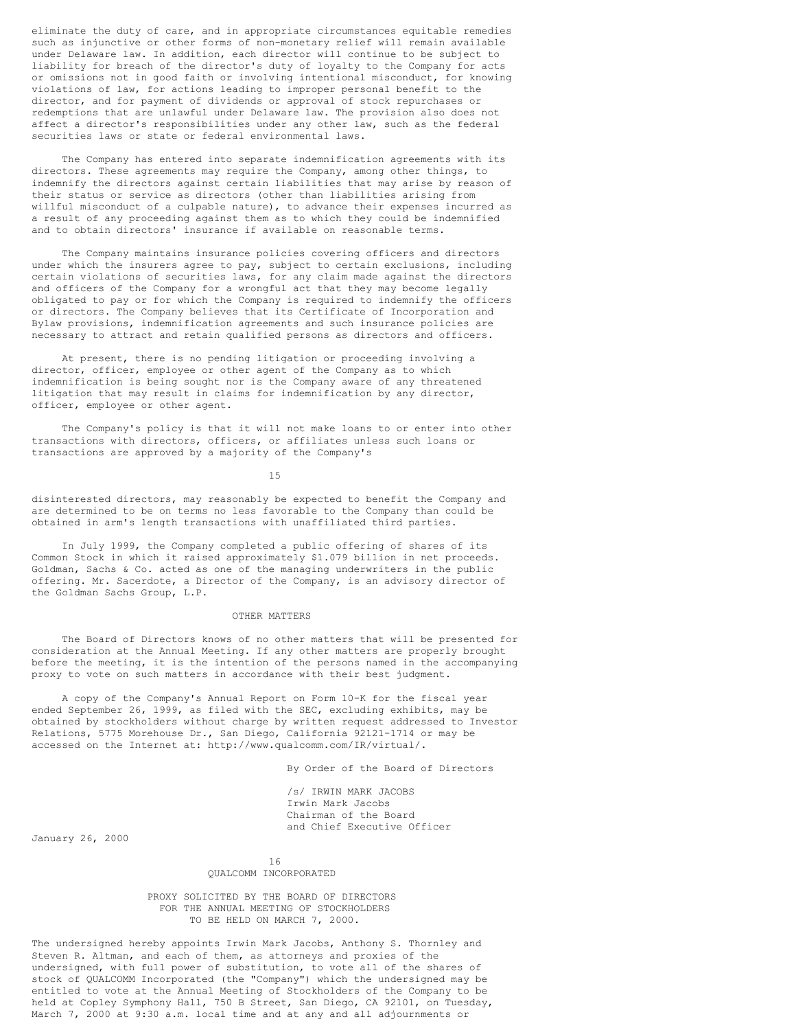eliminate the duty of care, and in appropriate circumstances equitable remedies such as injunctive or other forms of non-monetary relief will remain available under Delaware law. In addition, each director will continue to be subject to liability for breach of the director's duty of loyalty to the Company for acts or omissions not in good faith or involving intentional misconduct, for knowing violations of law, for actions leading to improper personal benefit to the director, and for payment of dividends or approval of stock repurchases or redemptions that are unlawful under Delaware law. The provision also does not affect a director's responsibilities under any other law, such as the federal securities laws or state or federal environmental laws.

The Company has entered into separate indemnification agreements with its directors. These agreements may require the Company, among other things, to indemnify the directors against certain liabilities that may arise by reason of their status or service as directors (other than liabilities arising from willful misconduct of a culpable nature), to advance their expenses incurred as a result of any proceeding against them as to which they could be indemnified and to obtain directors' insurance if available on reasonable terms.

The Company maintains insurance policies covering officers and directors under which the insurers agree to pay, subject to certain exclusions, including certain violations of securities laws, for any claim made against the directors and officers of the Company for a wrongful act that they may become legally obligated to pay or for which the Company is required to indemnify the officers or directors. The Company believes that its Certificate of Incorporation and Bylaw provisions, indemnification agreements and such insurance policies are necessary to attract and retain qualified persons as directors and officers.

At present, there is no pending litigation or proceeding involving a director, officer, employee or other agent of the Company as to which indemnification is being sought nor is the Company aware of any threatened litigation that may result in claims for indemnification by any director, officer, employee or other agent.

The Company's policy is that it will not make loans to or enter into other transactions with directors, officers, or affiliates unless such loans or transactions are approved by a majority of the Company's disinterested directors, may reasonably be expected to benefit the Company and are determined to be on terms no less favorable to the Company than could be obtained in arm's length transactions with unaffiliated third parties.

In July 1999, the Company completed a public offering of shares of its Common Stock in which it raised approximately $1.079 billion in net proceeds. Goldman, Sachs & Co. acted as one of the managing underwriters in the public offering. Mr. Sacerdote, a Director of the Company, is an advisory director of the Goldman Sachs Group, L.P.

## OTHER MATTERS

The Board of Directors knows of no other matters that will be presented for consideration at the Annual Meeting. If any other matters are properly brought before the meeting, it is the intention of the persons named in the accompanying proxy to vote on such matters in accordance with their best judgment.

A copy of the Company's Annual Report on Form 10-K for the fiscal year ended September 26, 1999, as filed with the SEC, excluding exhibits, may be obtained by stockholders without charge by written request addressed to Investor Relations, 5775 Morehouse Dr., San Diego, California 92121-1714 or may be accessed on the Internet at: http://www.qualcomm.com/IR/virtual/.

By Order of the Board of Directors

/s/ IRWIN MARK JACOBS
Irwin Mark Jacobs
Chairman of the Board
and Chief Executive Officer

January 26, 2000

# QUALCOMM INCORPORATED

## PROXY SOLICITED BY THE BOARD OF DIRECTORS FOR THE ANNUAL MEETING OF STOCKHOLDERS TO BE HELD ON MARCH 7, 2000.

The undersigned hereby appoints Irwin Mark Jacobs, Anthony S. Thornley and Steven R. Altman, and each of them, as attorneys and proxies of the undersigned, with full power of substitution, to vote all of the shares of stock of QUALCOMM Incorporated (the "Company") which the undersigned may be entitled to vote at the Annual Meeting of Stockholders of the Company to be held at Copley Symphony Hall, 750 B Street, San Diego, CA 92101, on Tuesday, March 7, 2000 at 9:30 a.m. local time and at any and all adjournments or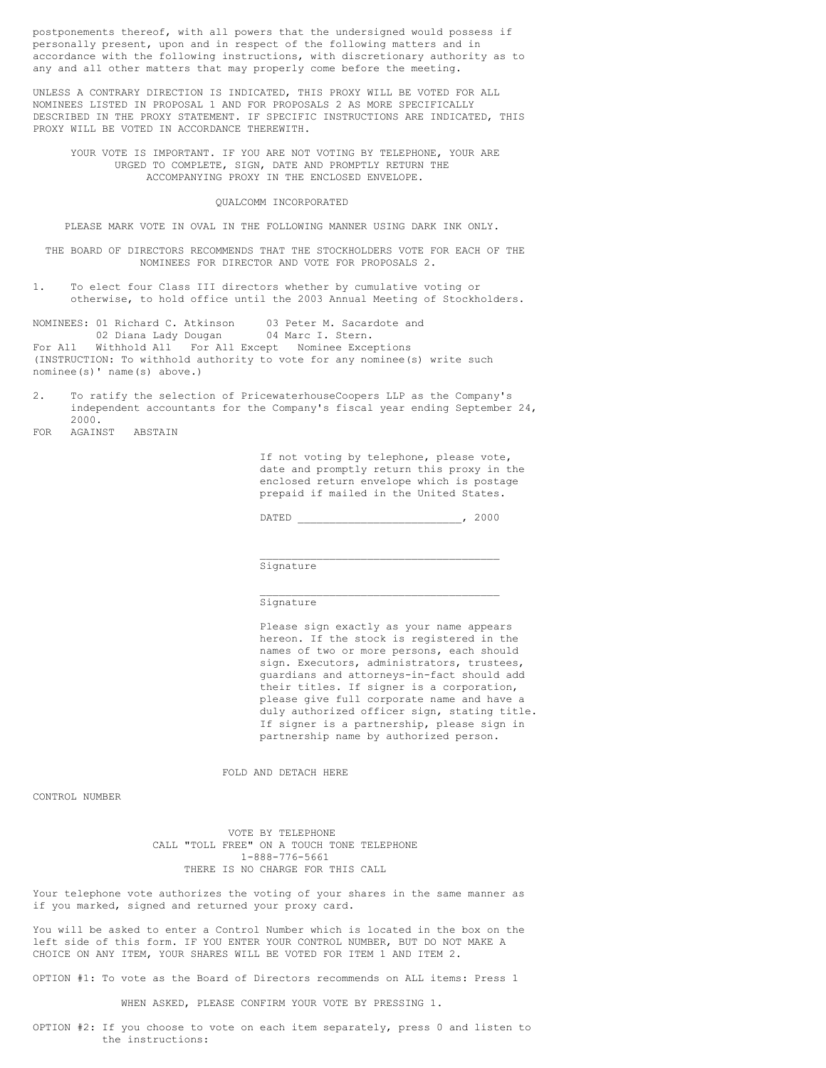postponements thereof, with all powers that the undersigned would possess if personally present, upon and in respect of the following matters and in accordance with the following instructions, with discretionary authority as to any and all other matters that may properly come before the meeting.

UNLESS A CONTRARY DIRECTION IS INDICATED, THIS PROXY WILL BE VOTED FOR ALL NOMINEES LISTED IN PROPOSAL 1 AND FOR PROPOSALS 2 AS MORE SPECIFICALLY DESCRIBED IN THE PROXY STATEMENT. IF SPECIFIC INSTRUCTIONS ARE INDICATED, THIS PROXY WILL BE VOTED IN ACCORDANCE THEREWITH.

YOUR VOTE IS IMPORTANT. IF YOU ARE NOT VOTING BY TELEPHONE, YOUR ARE URGED TO COMPLETE, SIGN, DATE AND PROMPTLY RETURN THE ACCOMPANYING PROXY IN THE ENCLOSED ENVELOPE.

QUALCOMM INCORPORATED

PLEASE MARK VOTE IN OVAL IN THE FOLLOWING MANNER USING DARK INK ONLY.

THE BOARD OF DIRECTORS RECOMMENDS THAT THE STOCKHOLDERS VOTE FOR EACH OF THE NOMINEES FOR DIRECTOR AND VOTE FOR PROPOSALS 2.

1. To elect four Class III directors whether by cumulative voting or otherwise, to hold office until the 2003 Annual Meeting of Stockholders.

NOMINEES: 01 Richard C. Atkinson 03 Peter M. Sacardote and
02 Diana Lady Dougan 04 Marc I. Stern.

For All Withhold All For All Except Nominee Exceptions

(INSTRUCTION: To withhold authority to vote for any nominee(s) write such nominee(s)' name(s) above.)

2. To ratify the selection of PricewaterhouseCoopers LLP as the Company's independent accountants for the Company's fiscal year ending September 24, 2000.

FOR AGAINST ABSTAIN

If not voting by telephone, please vote, date and promptly return this proxy in the enclosed return envelope which is postage prepaid if mailed in the United States.

DATED __________________________, 2000

_____________________________________
Signature

_____________________________________
Signature

Please sign exactly as your name appears hereon. If the stock is registered in the names of two or more persons, each should sign. Executors, administrators, trustees, guardians and attorneys-in-fact should add their titles. If signer is a corporation, please give full corporate name and have a duly authorized officer sign, stating title. If signer is a partnership, please sign in partnership name by authorized person.

FOLD AND DETACH HERE

CONTROL NUMBER

VOTE BY TELEPHONE
CALL "TOLL FREE" ON A TOUCH TONE TELEPHONE
1-888-776-5661
THERE IS NO CHARGE FOR THIS CALL

Your telephone vote authorizes the voting of your shares in the same manner as if you marked, signed and returned your proxy card.

You will be asked to enter a Control Number which is located in the box on the left side of this form. IF YOU ENTER YOUR CONTROL NUMBER, BUT DO NOT MAKE A CHOICE ON ANY ITEM, YOUR SHARES WILL BE VOTED FOR ITEM 1 AND ITEM 2.

OPTION #1: To vote as the Board of Directors recommends on ALL items: Press 1

WHEN ASKED, PLEASE CONFIRM YOUR VOTE BY PRESSING 1.

OPTION #2: If you choose to vote on each item separately, press 0 and listen to the instructions: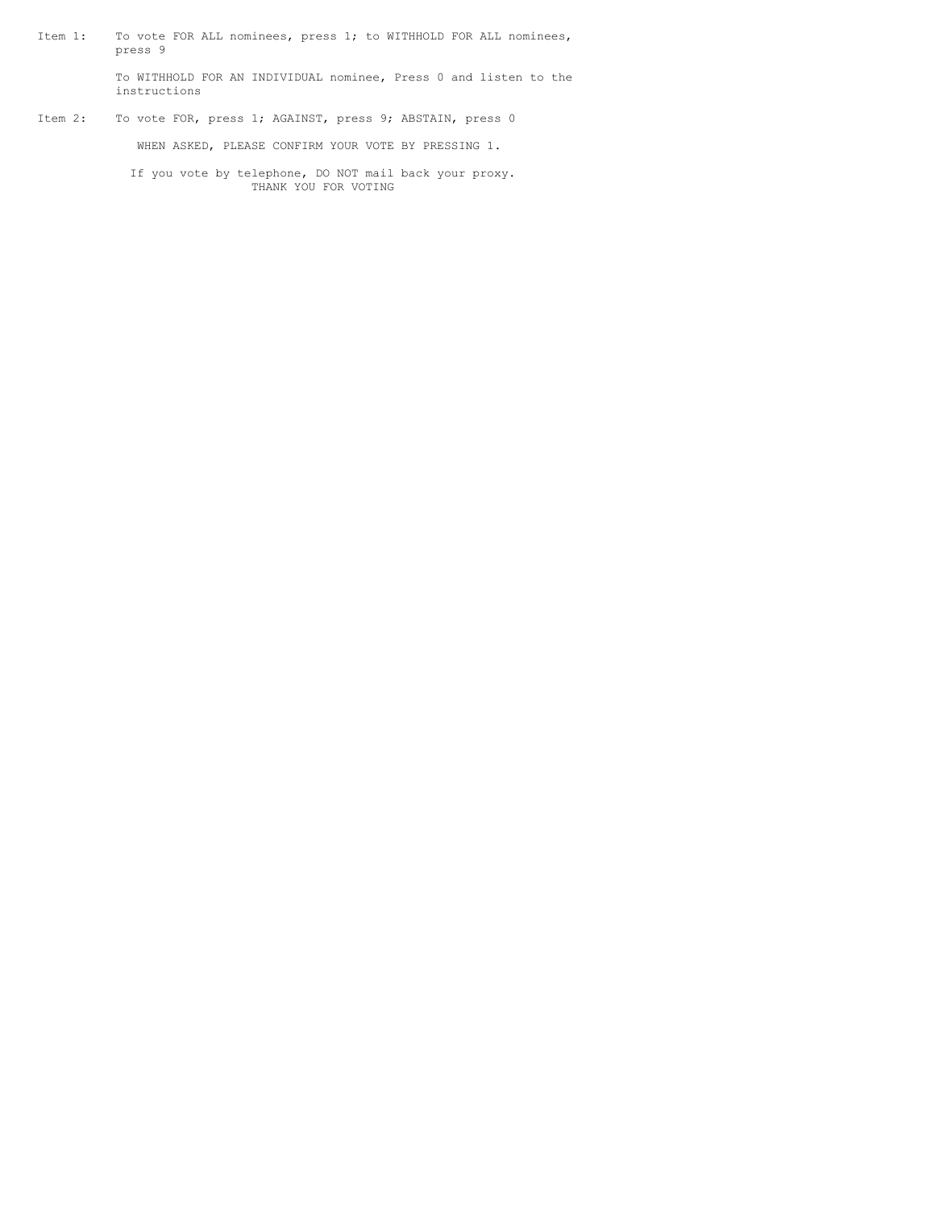Item 1: To vote FOR ALL nominees, press 1; to WITHHOLD FOR ALL nominees, press 9

To WITHHOLD FOR AN INDIVIDUAL nominee, Press 0 and listen to the instructions

Item 2: To vote FOR, press 1; AGAINST, press 9; ABSTAIN, press 0

WHEN ASKED, PLEASE CONFIRM YOUR VOTE BY PRESSING 1.

If you vote by telephone, DO NOT mail back your proxy.

THANK YOU FOR VOTING